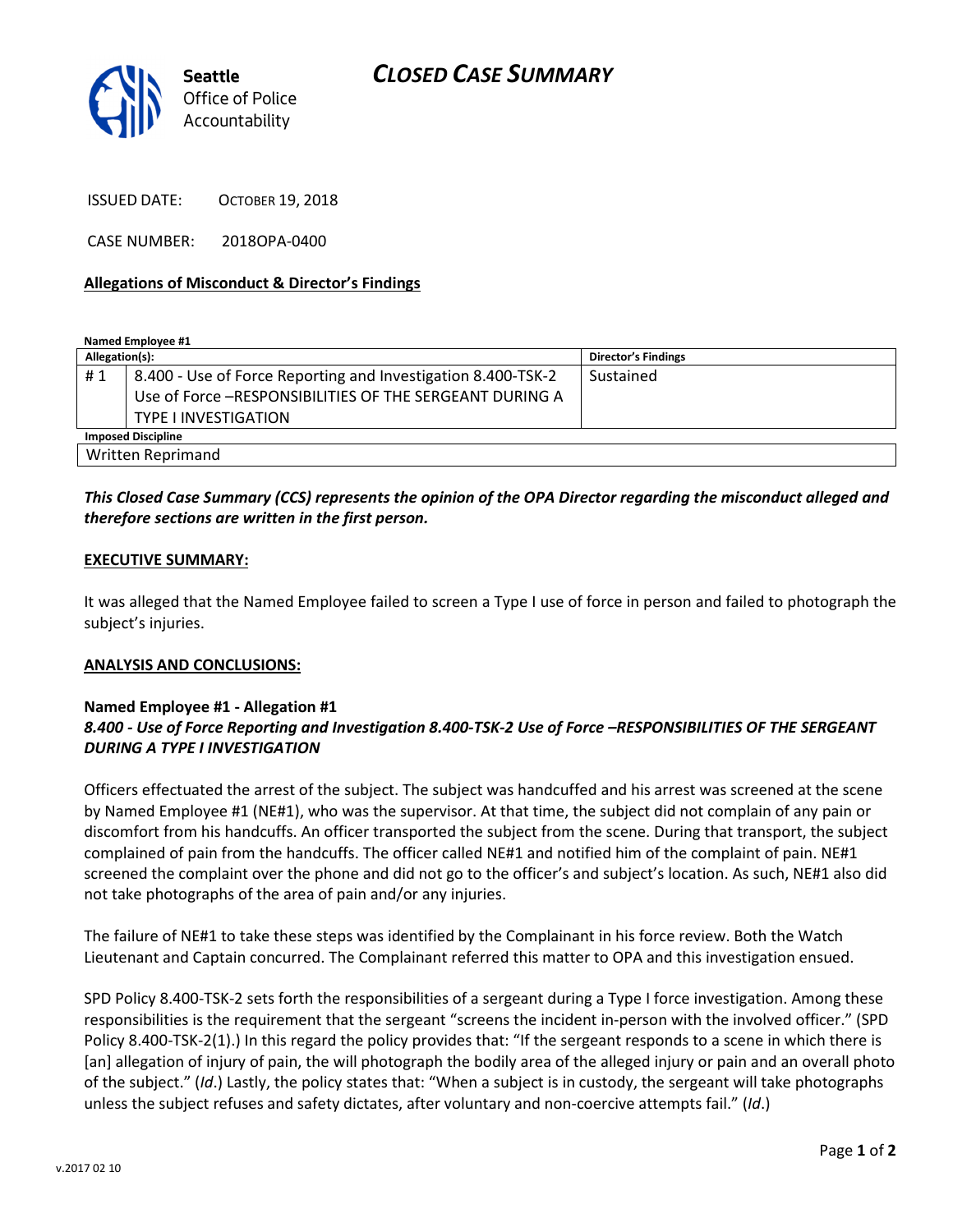Seattle Office of Police Accountability

# CLOSED CASE SUMMARY

ISSUED DATE: OCTOBER 19, 2018

CASE NUMBER: 2018OPA-0400

### Allegations of Misconduct & Director's Findings

**Named Employee #1**

| Allegation(s): | | Director's Findings |
|---|---|---|
| # 1 | 8.400 - Use of Force Reporting and Investigation 8.400-TSK-2 Use of Force –RESPONSIBILITIES OF THE SERGEANT DURING A TYPE I INVESTIGATION | Sustained |
| **Imposed Discipline** | | |
| Written Reprimand | | |

***This Closed Case Summary (CCS) represents the opinion of the OPA Director regarding the misconduct alleged and therefore sections are written in the first person.***

### EXECUTIVE SUMMARY:

It was alleged that the Named Employee failed to screen a Type I use of force in person and failed to photograph the subject's injuries.

### ANALYSIS AND CONCLUSIONS:

**Named Employee #1 - Allegation #1**
***8.400 - Use of Force Reporting and Investigation 8.400-TSK-2 Use of Force –RESPONSIBILITIES OF THE SERGEANT DURING A TYPE I INVESTIGATION***

Officers effectuated the arrest of the subject. The subject was handcuffed and his arrest was screened at the scene by Named Employee #1 (NE#1), who was the supervisor. At that time, the subject did not complain of any pain or discomfort from his handcuffs. An officer transported the subject from the scene. During that transport, the subject complained of pain from the handcuffs. The officer called NE#1 and notified him of the complaint of pain. NE#1 screened the complaint over the phone and did not go to the officer's and subject's location. As such, NE#1 also did not take photographs of the area of pain and/or any injuries.

The failure of NE#1 to take these steps was identified by the Complainant in his force review. Both the Watch Lieutenant and Captain concurred. The Complainant referred this matter to OPA and this investigation ensued.

SPD Policy 8.400-TSK-2 sets forth the responsibilities of a sergeant during a Type I force investigation. Among these responsibilities is the requirement that the sergeant "screens the incident in-person with the involved officer." (SPD Policy 8.400-TSK-2(1).) In this regard the policy provides that: "If the sergeant responds to a scene in which there is [an] allegation of injury of pain, the will photograph the bodily area of the alleged injury or pain and an overall photo of the subject." (*Id*.) Lastly, the policy states that: "When a subject is in custody, the sergeant will take photographs unless the subject refuses and safety dictates, after voluntary and non-coercive attempts fail." (*Id*.)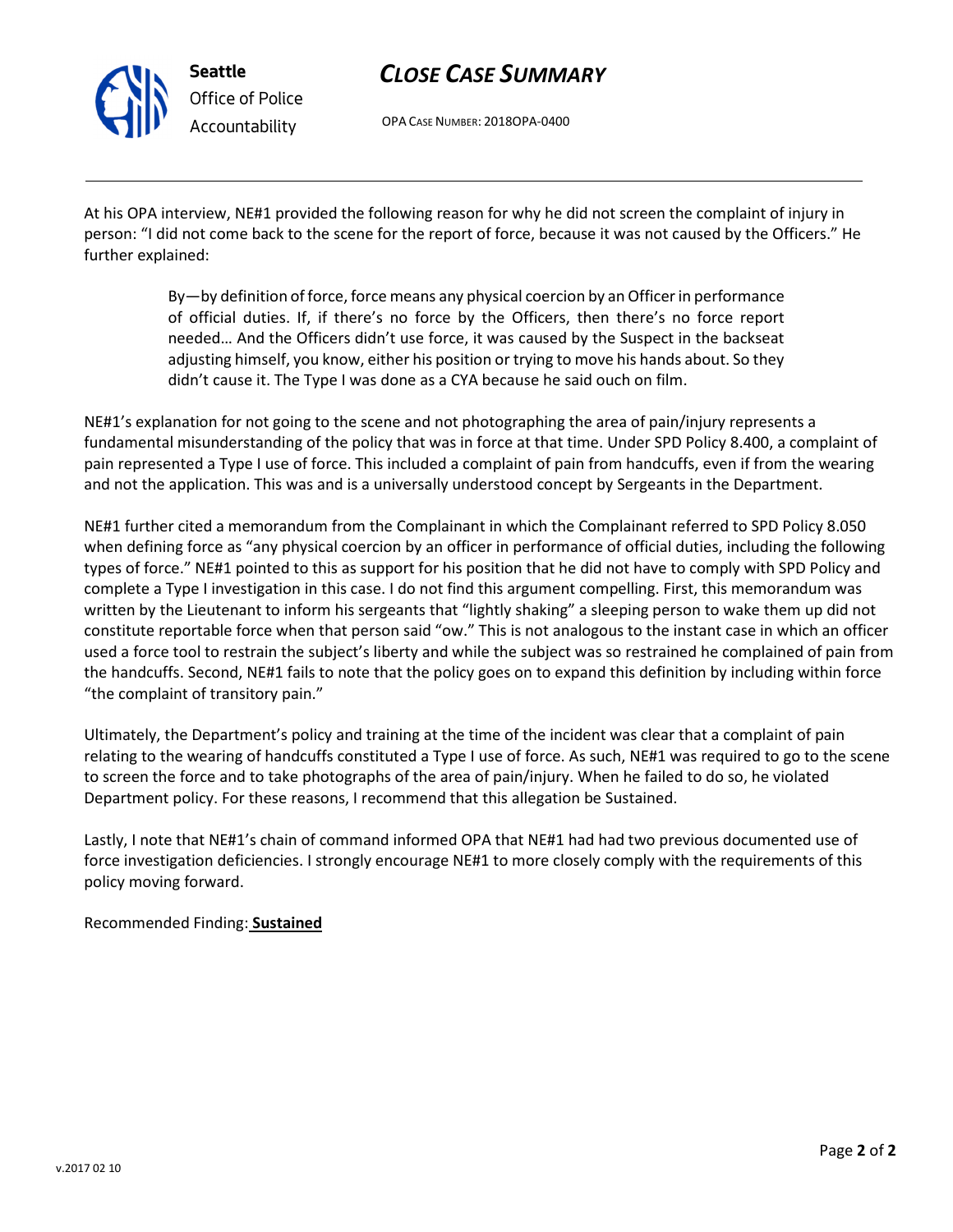At his OPA interview, NE#1 provided the following reason for why he did not screen the complaint of injury in person: "I did not come back to the scene for the report of force, because it was not caused by the Officers." He further explained:

> By—by definition of force, force means any physical coercion by an Officer in performance of official duties. If, if there's no force by the Officers, then there's no force report needed… And the Officers didn't use force, it was caused by the Suspect in the backseat adjusting himself, you know, either his position or trying to move his hands about. So they didn't cause it. The Type I was done as a CYA because he said ouch on film.

NE#1's explanation for not going to the scene and not photographing the area of pain/injury represents a fundamental misunderstanding of the policy that was in force at that time. Under SPD Policy 8.400, a complaint of pain represented a Type I use of force. This included a complaint of pain from handcuffs, even if from the wearing and not the application. This was and is a universally understood concept by Sergeants in the Department.

NE#1 further cited a memorandum from the Complainant in which the Complainant referred to SPD Policy 8.050 when defining force as "any physical coercion by an officer in performance of official duties, including the following types of force." NE#1 pointed to this as support for his position that he did not have to comply with SPD Policy and complete a Type I investigation in this case. I do not find this argument compelling. First, this memorandum was written by the Lieutenant to inform his sergeants that "lightly shaking" a sleeping person to wake them up did not constitute reportable force when that person said "ow." This is not analogous to the instant case in which an officer used a force tool to restrain the subject's liberty and while the subject was so restrained he complained of pain from the handcuffs. Second, NE#1 fails to note that the policy goes on to expand this definition by including within force "the complaint of transitory pain."

Ultimately, the Department's policy and training at the time of the incident was clear that a complaint of pain relating to the wearing of handcuffs constituted a Type I use of force. As such, NE#1 was required to go to the scene to screen the force and to take photographs of the area of pain/injury. When he failed to do so, he violated Department policy. For these reasons, I recommend that this allegation be Sustained.

Lastly, I note that NE#1's chain of command informed OPA that NE#1 had had two previous documented use of force investigation deficiencies. I strongly encourage NE#1 to more closely comply with the requirements of this policy moving forward.

Recommended Finding: **Sustained**